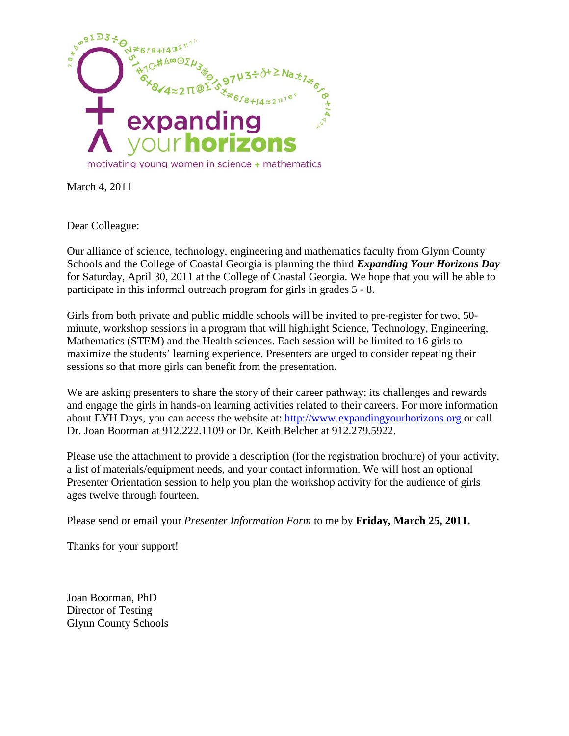expanding your horizons

motivating young women in science + mathematics

March 4, 2011

Dear Colleague:

Our alliance of science, technology, engineering and mathematics faculty from Glynn County Schools and the College of Coastal Georgia is planning the third ***Expanding Your Horizons Day*** for Saturday, April 30, 2011 at the College of Coastal Georgia. We hope that you will be able to participate in this informal outreach program for girls in grades 5 - 8.

Girls from both private and public middle schools will be invited to pre-register for two, 50-minute, workshop sessions in a program that will highlight Science, Technology, Engineering, Mathematics (STEM) and the Health sciences. Each session will be limited to 16 girls to maximize the students' learning experience. Presenters are urged to consider repeating their sessions so that more girls can benefit from the presentation.

We are asking presenters to share the story of their career pathway; its challenges and rewards and engage the girls in hands-on learning activities related to their careers. For more information about EYH Days, you can access the website at: http://www.expandingyourhorizons.org or call Dr. Joan Boorman at 912.222.1109 or Dr. Keith Belcher at 912.279.5922.

Please use the attachment to provide a description (for the registration brochure) of your activity, a list of materials/equipment needs, and your contact information. We will host an optional Presenter Orientation session to help you plan the workshop activity for the audience of girls ages twelve through fourteen.

Please send or email your *Presenter Information Form* to me by **Friday, March 25, 2011.**

Thanks for your support!

Joan Boorman, PhD  
Director of Testing  
Glynn County Schools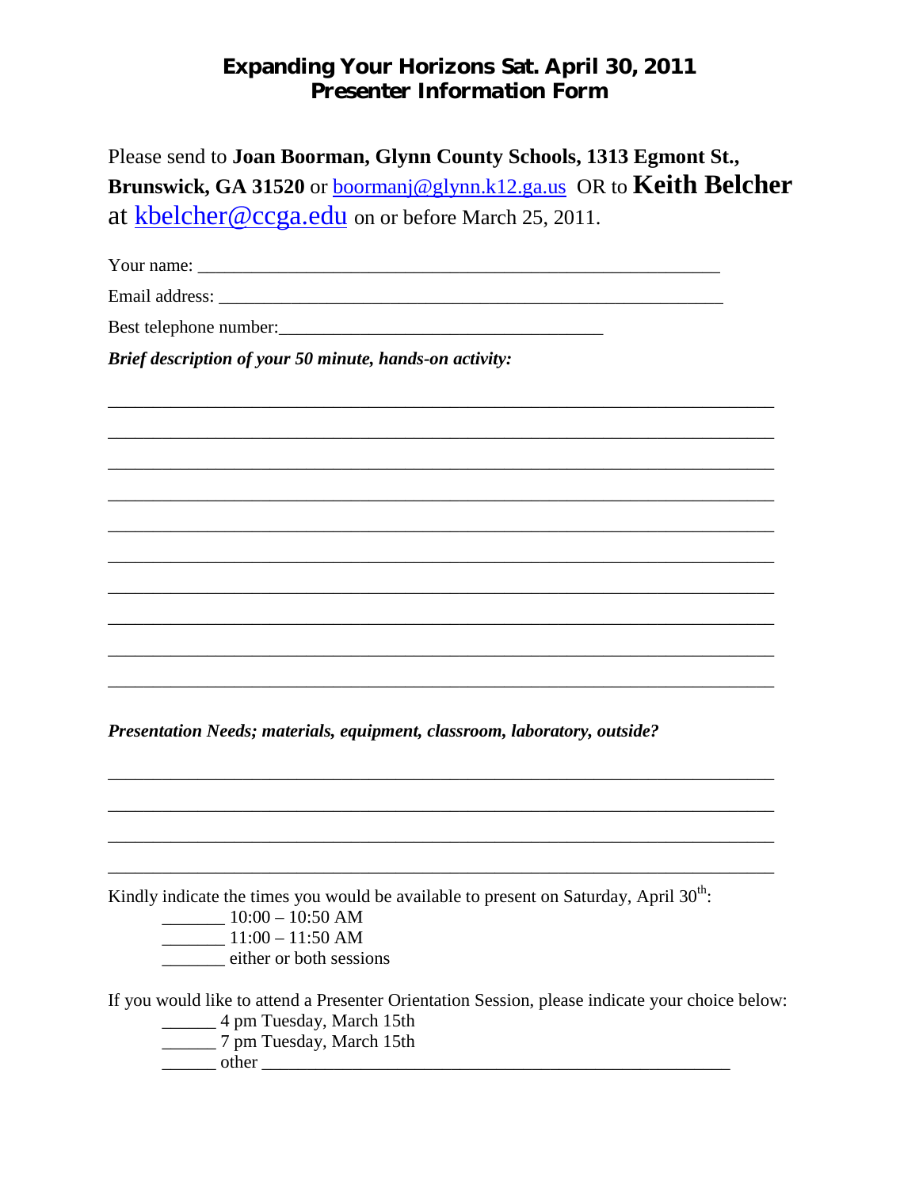# Expanding Your Horizons Sat. April 30, 2011
# Presenter Information Form

Please send to **Joan Boorman, Glynn County Schools, 1313 Egmont St., Brunswick, GA 31520** or boormanj@glynn.k12.ga.us OR to **Keith Belcher** at kbelcher@ccga.edu on or before March 25, 2011.

Your name: ___________________________________________________________

Email address: ________________________________________________________

Best telephone number:___________________________________

***Brief description of your 50 minute, hands-on activity:***

_____________________________________________________________________________

_____________________________________________________________________________

_____________________________________________________________________________

_____________________________________________________________________________

_____________________________________________________________________________

_____________________________________________________________________________

_____________________________________________________________________________

_____________________________________________________________________________

_____________________________________________________________________________

_____________________________________________________________________________

***Presentation Needs; materials, equipment, classroom, laboratory, outside?***

_____________________________________________________________________________

_____________________________________________________________________________

_____________________________________________________________________________

_____________________________________________________________________________

Kindly indicate the times you would be available to present on Saturday, April 30th:

_______ 10:00 – 10:50 AM
_______ 11:00 – 11:50 AM
_______ either or both sessions

If you would like to attend a Presenter Orientation Session, please indicate your choice below:

______ 4 pm Tuesday, March 15th
______ 7 pm Tuesday, March 15th
______ other ______________________________________________________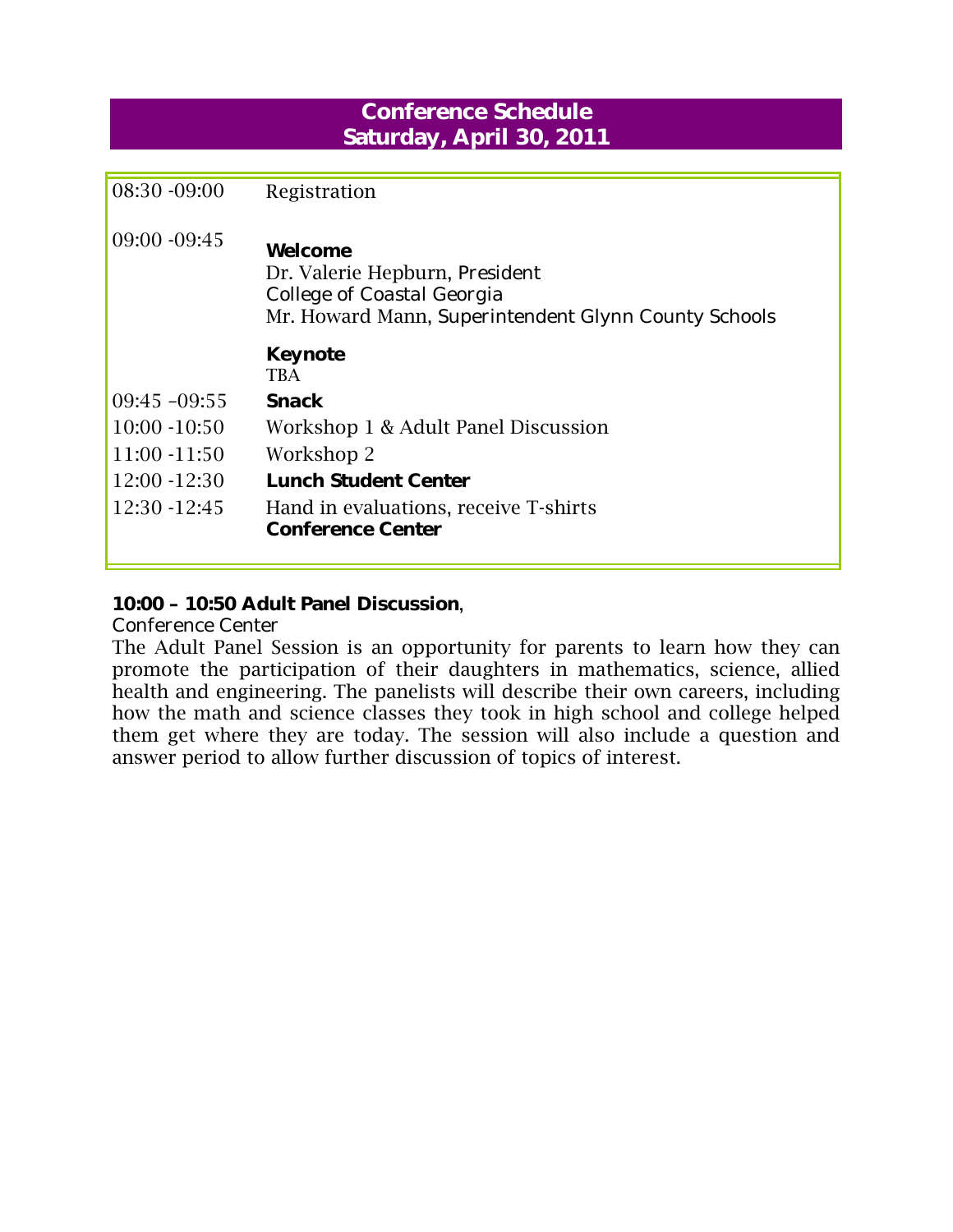## Conference Schedule
## Saturday, April 30, 2011

| | |
|---|---|
| 08:30 -09:00 | Registration |
| 09:00 -09:45 | **Welcome**<br>Dr. Valerie Hepburn, President<br>College of Coastal Georgia<br>Mr. Howard Mann, Superintendent Glynn County Schools<br><br>**Keynote**<br>TBA |
| 09:45 -09:55 | **Snack** |
| 10:00 -10:50 | Workshop 1 & Adult Panel Discussion |
| 11:00 -11:50 | Workshop 2 |
| 12:00 -12:30 | **Lunch Student Center** |
| 12:30 -12:45 | Hand in evaluations, receive T-shirts<br>**Conference Center** |

**10:00 – 10:50 Adult Panel Discussion**,
Conference Center

The Adult Panel Session is an opportunity for parents to learn how they can promote the participation of their daughters in mathematics, science, allied health and engineering. The panelists will describe their own careers, including how the math and science classes they took in high school and college helped them get where they are today. The session will also include a question and answer period to allow further discussion of topics of interest.